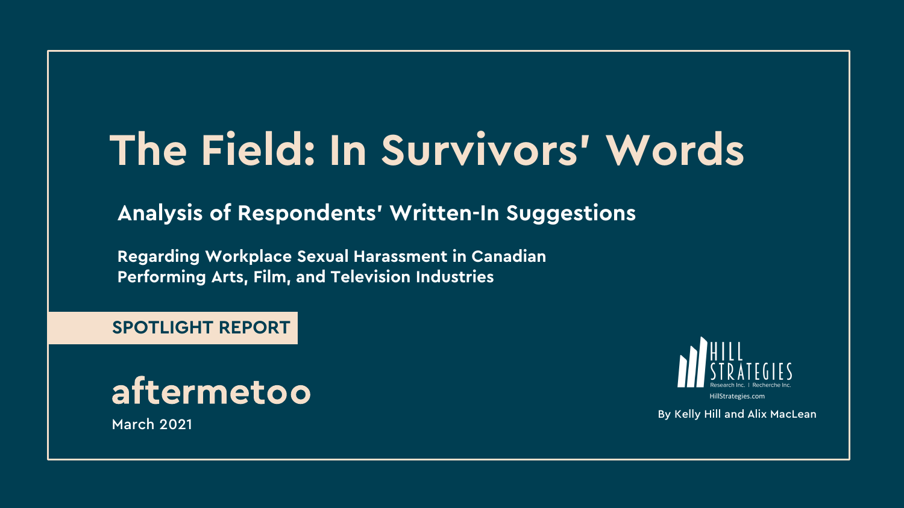# The Field: In Survivors' Words

## Analysis of Respondents' Written-In Suggestions

**Regarding Workplace Sexual Harassment in Canadian Performing Arts, Film, and Television Industries**

**SPOTLIGHT REPORT**

**aftermetoo**

March 2021

HILL STRATEGIES
Research Inc. | Recherche Inc.
HillStrategies.com

By Kelly Hill and Alix MacLean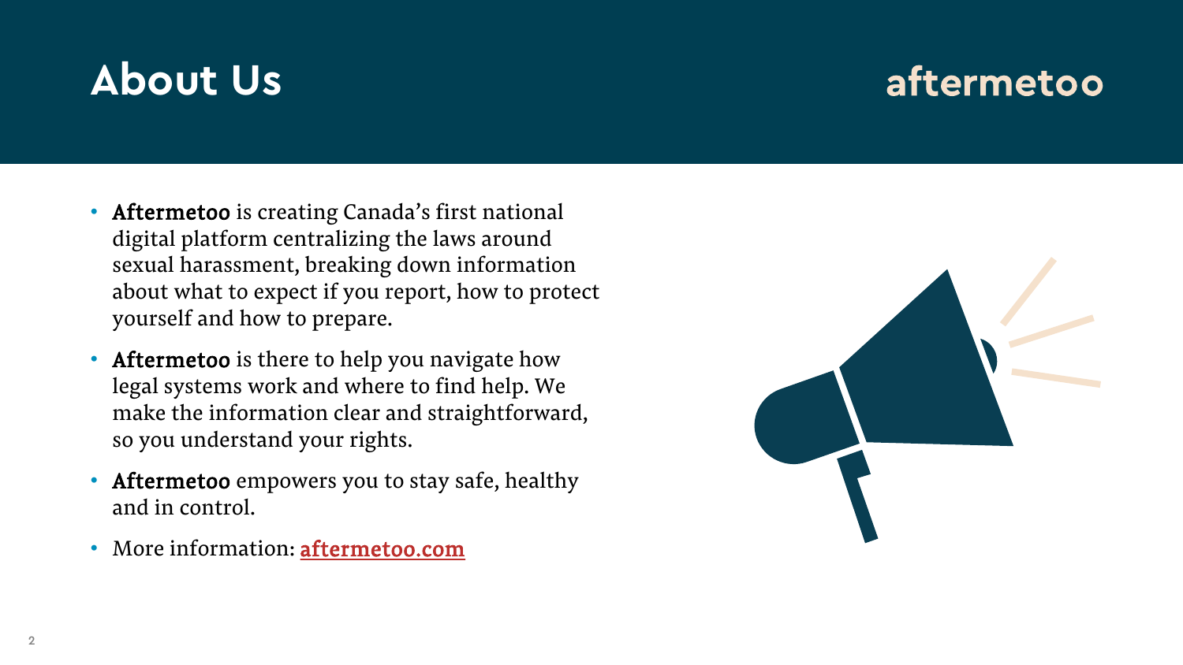# About Us

aftermetoo

- **Aftermetoo** is creating Canada's first national digital platform centralizing the laws around sexual harassment, breaking down information about what to expect if you report, how to protect yourself and how to prepare.
- **Aftermetoo** is there to help you navigate how legal systems work and where to find help. We make the information clear and straightforward, so you understand your rights.
- **Aftermetoo** empowers you to stay safe, healthy and in control.
- More information: [aftermetoo.com](aftermetoo.com)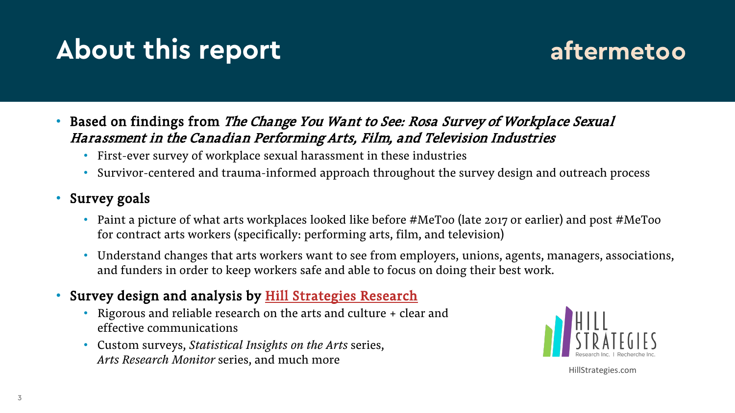# About this report

aftermetoo

- **Based on findings from *The Change You Want to See: Rosa Survey of Workplace Sexual Harassment in the Canadian Performing Arts, Film, and Television Industries***
  - First-ever survey of workplace sexual harassment in these industries
  - Survivor-centered and trauma-informed approach throughout the survey design and outreach process
- **Survey goals**
  - Paint a picture of what arts workplaces looked like before #MeToo (late 2017 or earlier) and post #MeToo for contract arts workers (specifically: performing arts, film, and television)
  - Understand changes that arts workers want to see from employers, unions, agents, managers, associations, and funders in order to keep workers safe and able to focus on doing their best work.
- **Survey design and analysis by Hill Strategies Research**
  - Rigorous and reliable research on the arts and culture + clear and effective communications
  - Custom surveys, *Statistical Insights on the Arts* series, *Arts Research Monitor* series, and much more

HILL STRATEGIES Research Inc. | Recherche Inc.

HillStrategies.com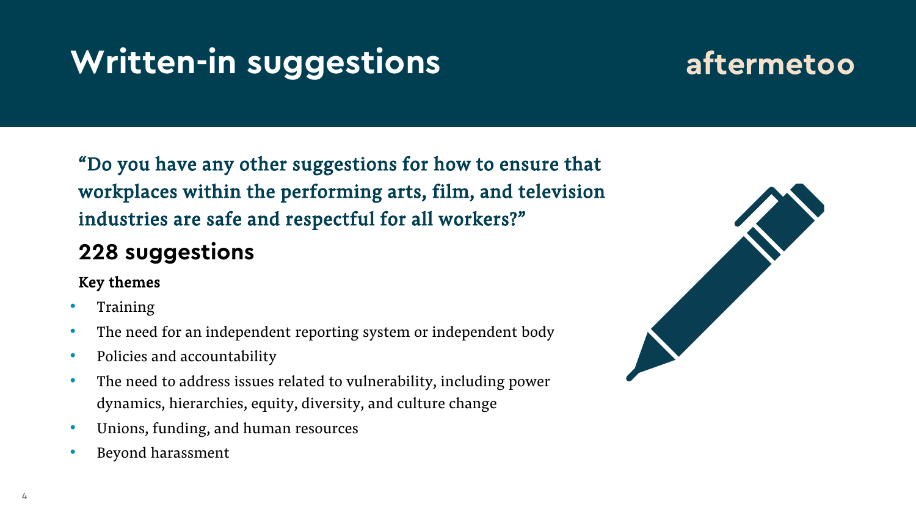# Written-in suggestions

aftermetoo

"Do you have any other suggestions for how to ensure that workplaces within the performing arts, film, and television industries are safe and respectful for all workers?"

## 228 suggestions

**Key themes**

- Training
- The need for an independent reporting system or independent body
- Policies and accountability
- The need to address issues related to vulnerability, including power dynamics, hierarchies, equity, diversity, and culture change
- Unions, funding, and human resources
- Beyond harassment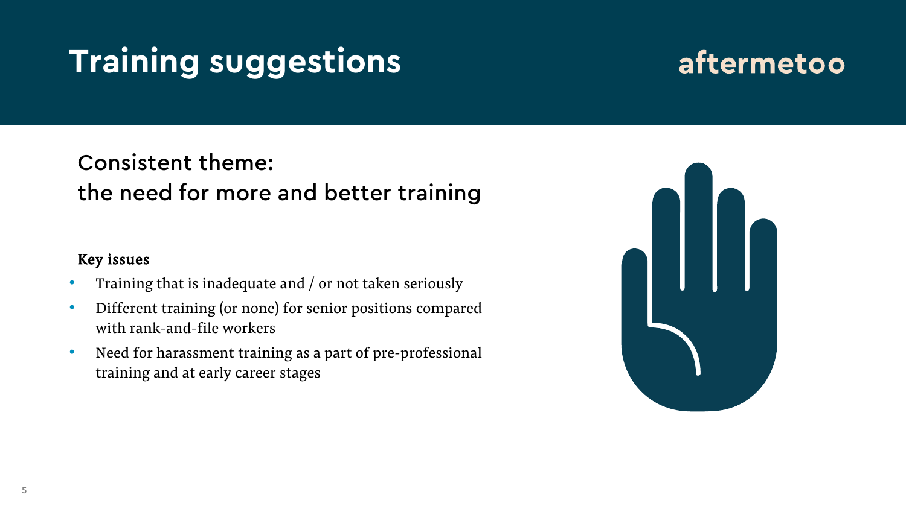# Training suggestions

aftermetoo

## Consistent theme: the need for more and better training

**Key issues**

- Training that is inadequate and / or not taken seriously
- Different training (or none) for senior positions compared with rank-and-file workers
- Need for harassment training as a part of pre-professional training and at early career stages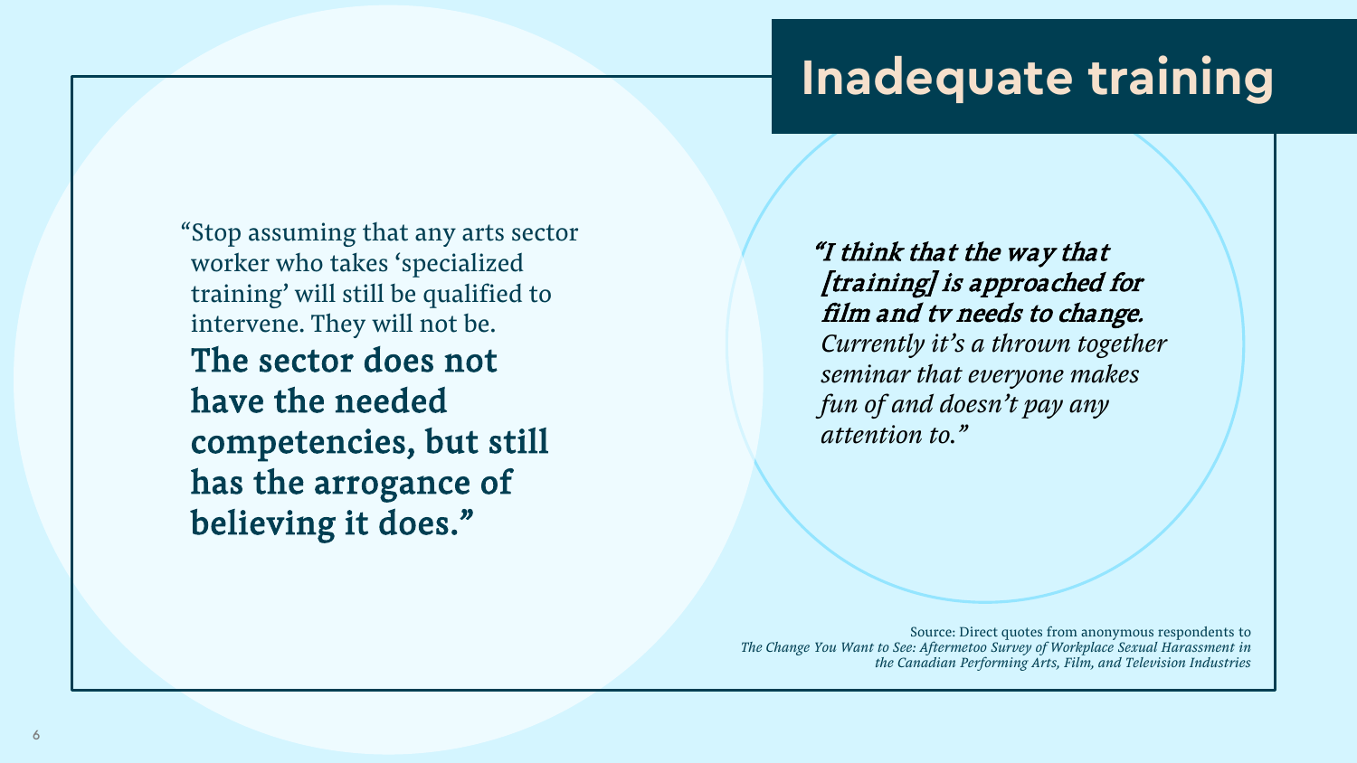# Inadequate training

"Stop assuming that any arts sector worker who takes 'specialized training' will still be qualified to intervene. They will not be. **The sector does not have the needed competencies, but still has the arrogance of believing it does.**"

***"I think that the way that [training] is approached for film and tv needs to change.*** *Currently it's a thrown together seminar that everyone makes fun of and doesn't pay any attention to."*

Source: Direct quotes from anonymous respondents to *The Change You Want to See: Aftermetoo Survey of Workplace Sexual Harassment in the Canadian Performing Arts, Film, and Television Industries*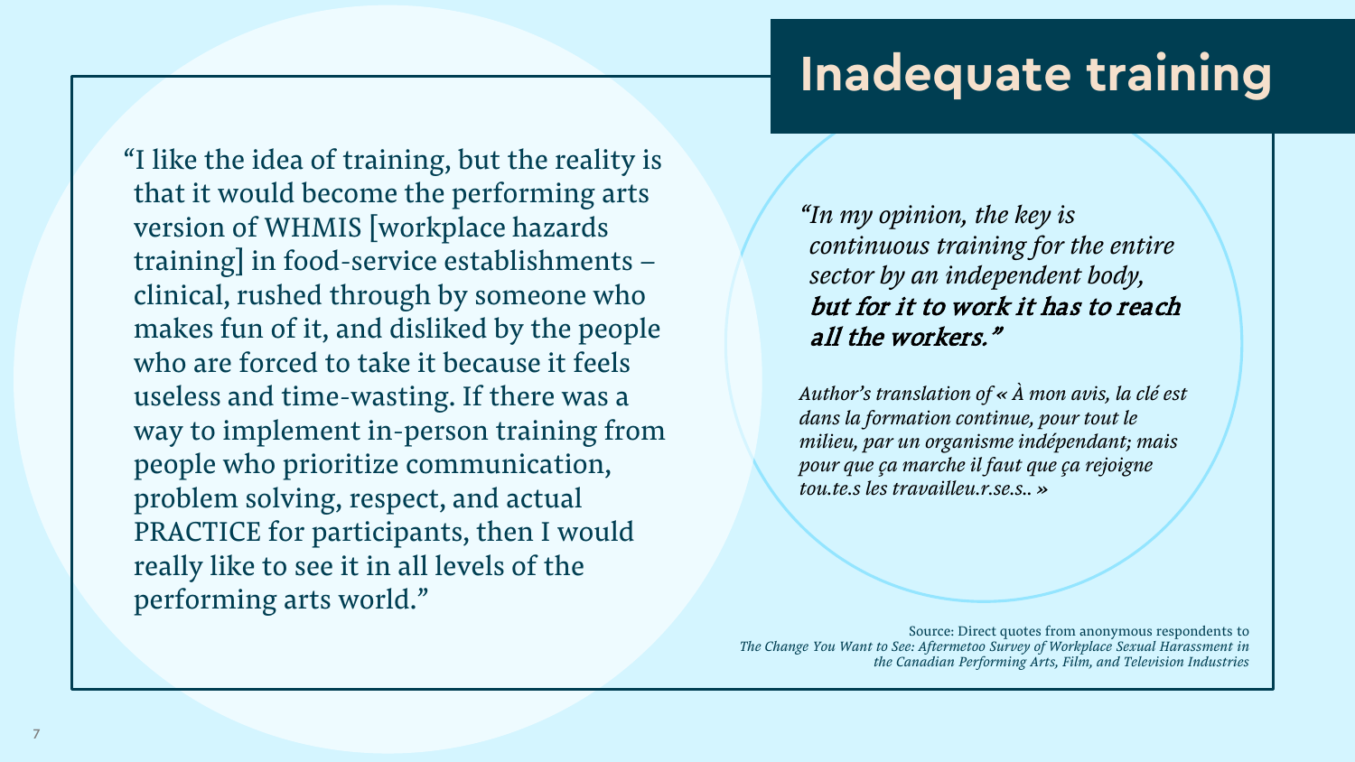# Inadequate training

"I like the idea of training, but the reality is that it would become the performing arts version of WHMIS [workplace hazards training] in food-service establishments – clinical, rushed through by someone who makes fun of it, and disliked by the people who are forced to take it because it feels useless and time-wasting. If there was a way to implement in-person training from people who prioritize communication, problem solving, respect, and actual PRACTICE for participants, then I would really like to see it in all levels of the performing arts world."

*"In my opinion, the key is continuous training for the entire sector by an independent body,* ***but for it to work it has to reach all the workers."***

*Author's translation of « À mon avis, la clé est dans la formation continue, pour tout le milieu, par un organisme indépendant; mais pour que ça marche il faut que ça rejoigne tou.te.s les travailleu.r.se.s.. »*

Source: Direct quotes from anonymous respondents to *The Change You Want to See: Aftermetoo Survey of Workplace Sexual Harassment in the Canadian Performing Arts, Film, and Television Industries*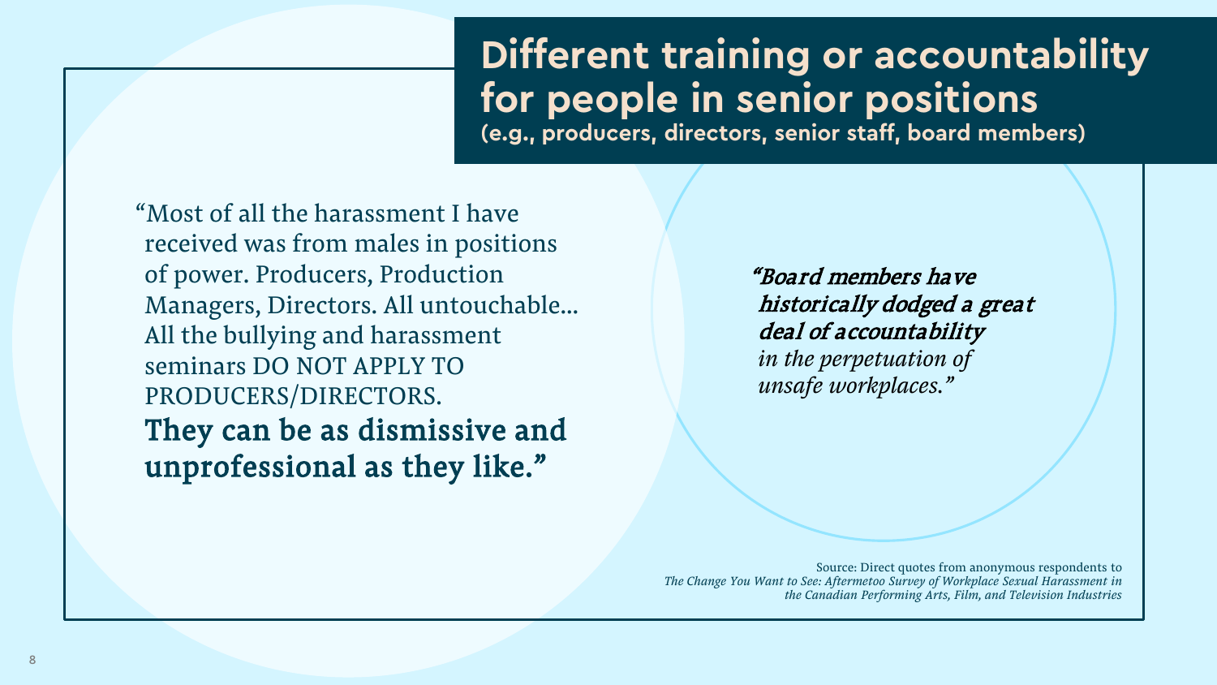## Different training or accountability for people in senior positions

**(e.g., producers, directors, senior staff, board members)**

"Most of all the harassment I have received was from males in positions of power. Producers, Production Managers, Directors. All untouchable... All the bullying and harassment seminars DO NOT APPLY TO PRODUCERS/DIRECTORS. **They can be as dismissive and unprofessional as they like.**"

*"**Board members have historically dodged a great deal of accountability** in the perpetuation of unsafe workplaces."*

Source: Direct quotes from anonymous respondents to *The Change You Want to See: Aftermetoo Survey of Workplace Sexual Harassment in the Canadian Performing Arts, Film, and Television Industries*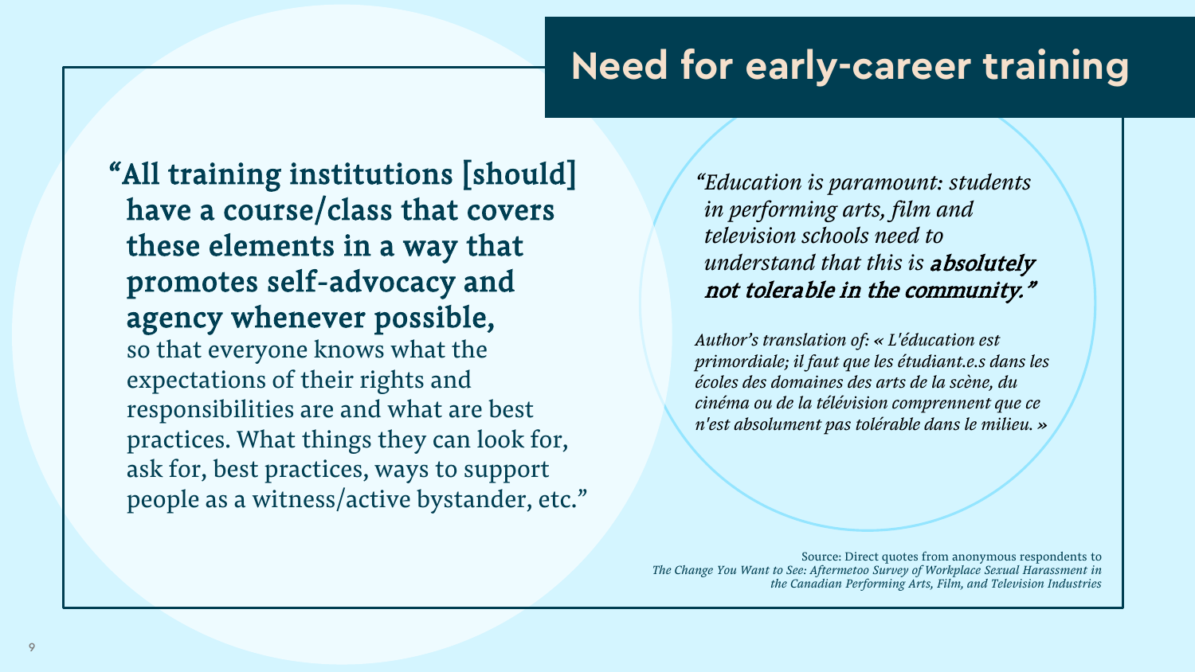# Need for early-career training

**"All training institutions [should] have a course/class that covers these elements in a way that promotes self-advocacy and agency whenever possible,** so that everyone knows what the expectations of their rights and responsibilities are and what are best practices. What things they can look for, ask for, best practices, ways to support people as a witness/active bystander, etc."

*"Education is paramount: students in performing arts, film and television schools need to understand that this is* ***absolutely not tolerable in the community."***

*Author's translation of: « L'éducation est primordiale; il faut que les étudiant.e.s dans les écoles des domaines des arts de la scène, du cinéma ou de la télévision comprennent que ce n'est absolument pas tolérable dans le milieu. »*

Source: Direct quotes from anonymous respondents to *The Change You Want to See: Aftermetoo Survey of Workplace Sexual Harassment in the Canadian Performing Arts, Film, and Television Industries*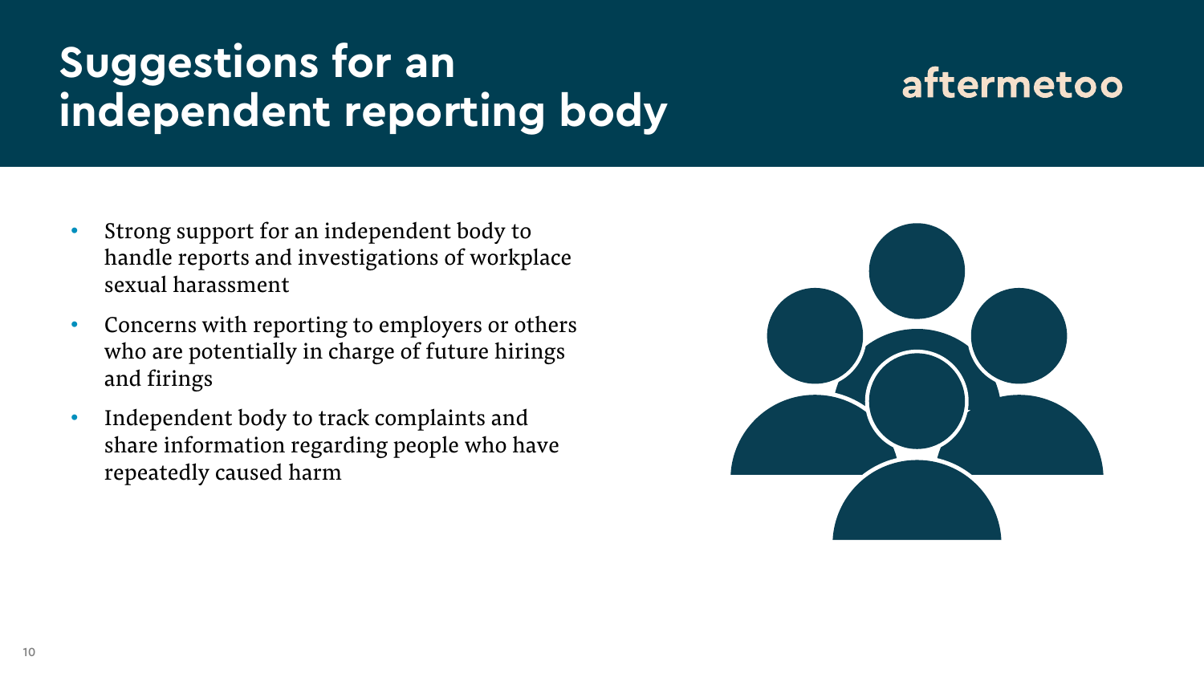# Suggestions for an independent reporting body

aftermetoo

- Strong support for an independent body to handle reports and investigations of workplace sexual harassment
- Concerns with reporting to employers or others who are potentially in charge of future hirings and firings
- Independent body to track complaints and share information regarding people who have repeatedly caused harm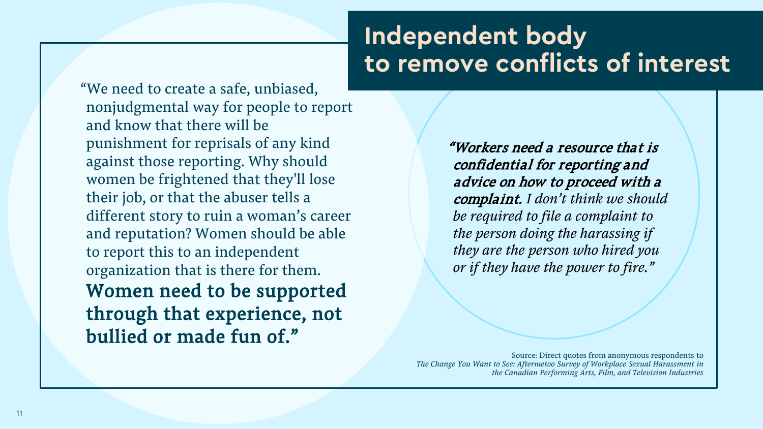# Independent body to remove conflicts of interest

"We need to create a safe, unbiased, nonjudgmental way for people to report and know that there will be punishment for reprisals of any kind against those reporting. Why should women be frightened that they'll lose their job, or that the abuser tells a different story to ruin a woman's career and reputation? Women should be able to report this to an independent organization that is there for them. **Women need to be supported through that experience, not bullied or made fun of."**

***"Workers need a resource that is confidential for reporting and advice on how to proceed with a complaint.*** *I don't think we should be required to file a complaint to the person doing the harassing if they are the person who hired you or if they have the power to fire."*

Source: Direct quotes from anonymous respondents to *The Change You Want to See: Aftermetoo Survey of Workplace Sexual Harassment in the Canadian Performing Arts, Film, and Television Industries*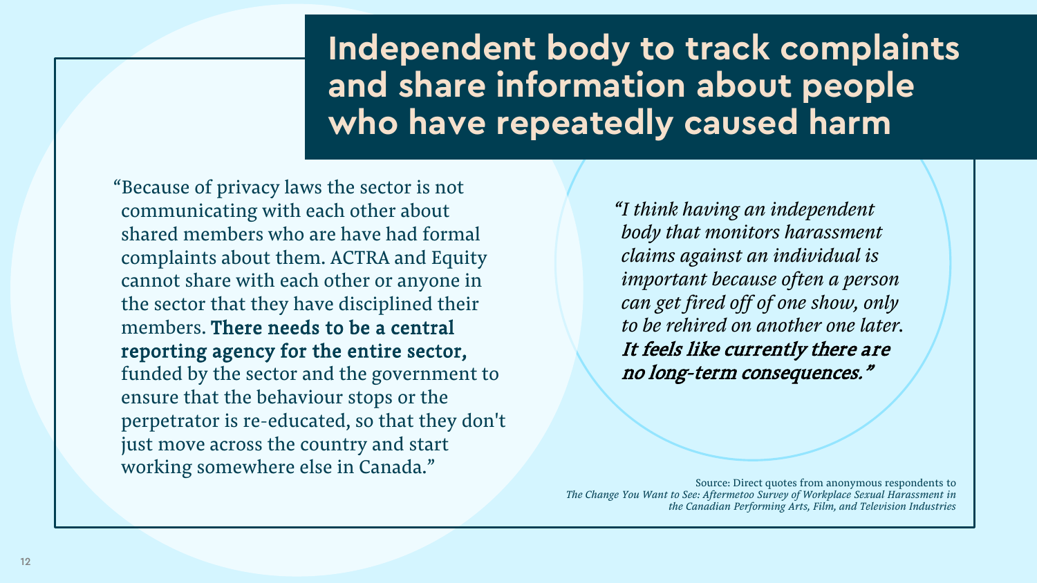# Independent body to track complaints and share information about people who have repeatedly caused harm

"Because of privacy laws the sector is not communicating with each other about shared members who are have had formal complaints about them. ACTRA and Equity cannot share with each other or anyone in the sector that they have disciplined their members. **There needs to be a central reporting agency for the entire sector,** funded by the sector and the government to ensure that the behaviour stops or the perpetrator is re-educated, so that they don't just move across the country and start working somewhere else in Canada."

*"I think having an independent body that monitors harassment claims against an individual is important because often a person can get fired off of one show, only to be rehired on another one later.* ***It feels like currently there are no long-term consequences."***

Source: Direct quotes from anonymous respondents to *The Change You Want to See: Aftermetoo Survey of Workplace Sexual Harassment in the Canadian Performing Arts, Film, and Television Industries*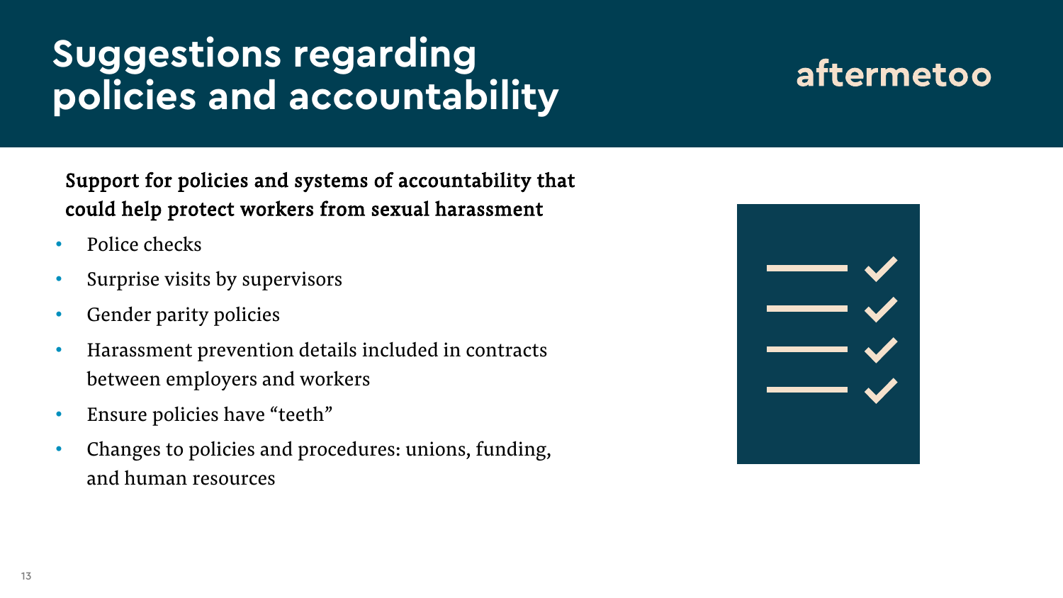# Suggestions regarding policies and accountability

aftermetoo

**Support for policies and systems of accountability that could help protect workers from sexual harassment**

- Police checks
- Surprise visits by supervisors
- Gender parity policies
- Harassment prevention details included in contracts between employers and workers
- Ensure policies have "teeth"
- Changes to policies and procedures: unions, funding, and human resources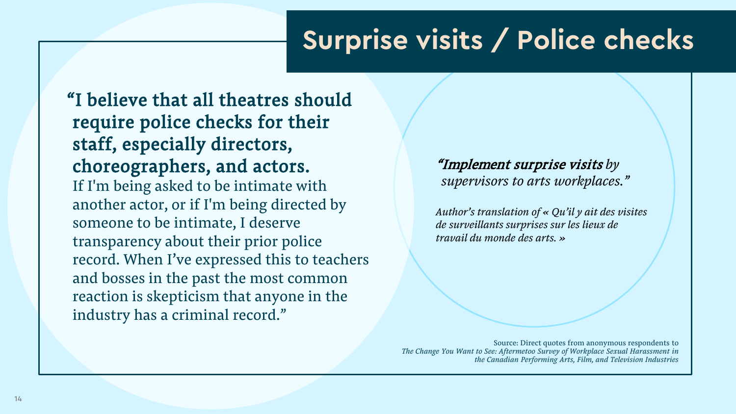# Surprise visits / Police checks

**"I believe that all theatres should require police checks for their staff, especially directors, choreographers, and actors.** If I'm being asked to be intimate with another actor, or if I'm being directed by someone to be intimate, I deserve transparency about their prior police record. When I've expressed this to teachers and bosses in the past the most common reaction is skepticism that anyone in the industry has a criminal record."

*"Implement surprise visits by supervisors to arts workplaces."*

*Author's translation of « Qu'il y ait des visites de surveillants surprises sur les lieux de travail du monde des arts. »*

Source: Direct quotes from anonymous respondents to *The Change You Want to See: Aftermetoo Survey of Workplace Sexual Harassment in the Canadian Performing Arts, Film, and Television Industries*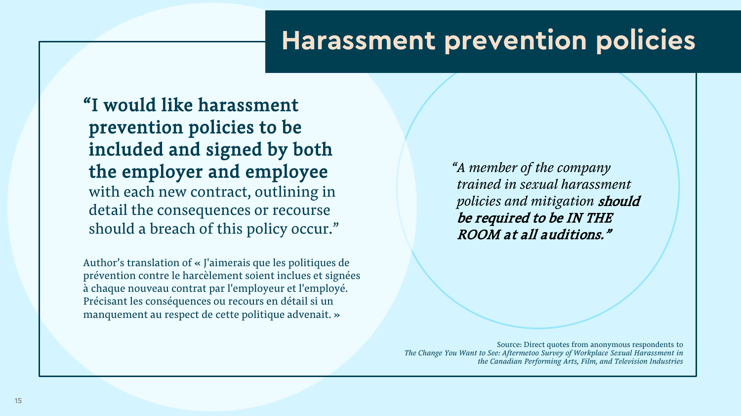# Harassment prevention policies

**"I would like harassment prevention policies to be included and signed by both the employer and employee** with each new contract, outlining in detail the consequences or recourse should a breach of this policy occur."

Author's translation of « J'aimerais que les politiques de prévention contre le harcèlement soient inclues et signées à chaque nouveau contrat par l'employeur et l'employé. Précisant les conséquences ou recours en détail si un manquement au respect de cette politique advenait. »

*"A member of the company trained in sexual harassment policies and mitigation* ***should be required to be IN THE ROOM at all auditions."***

Source: Direct quotes from anonymous respondents to *The Change You Want to See: Aftermetoo Survey of Workplace Sexual Harassment in the Canadian Performing Arts, Film, and Television Industries*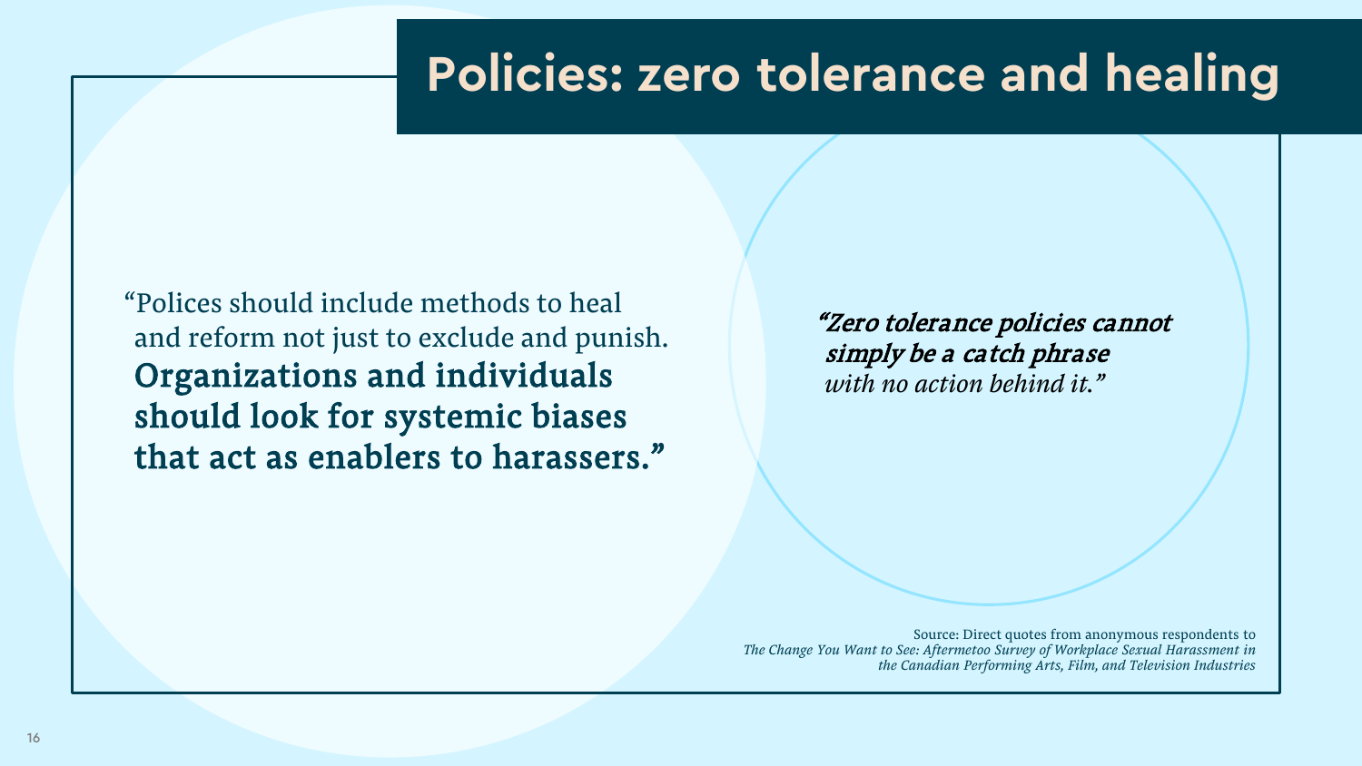# Policies: zero tolerance and healing

"Polices should include methods to heal and reform not just to exclude and punish. **Organizations and individuals should look for systemic biases that act as enablers to harassers."**

*"**Zero tolerance policies cannot simply be a catch phrase** with no action behind it."*

Source: Direct quotes from anonymous respondents to *The Change You Want to See: Aftermetoo Survey of Workplace Sexual Harassment in the Canadian Performing Arts, Film, and Television Industries*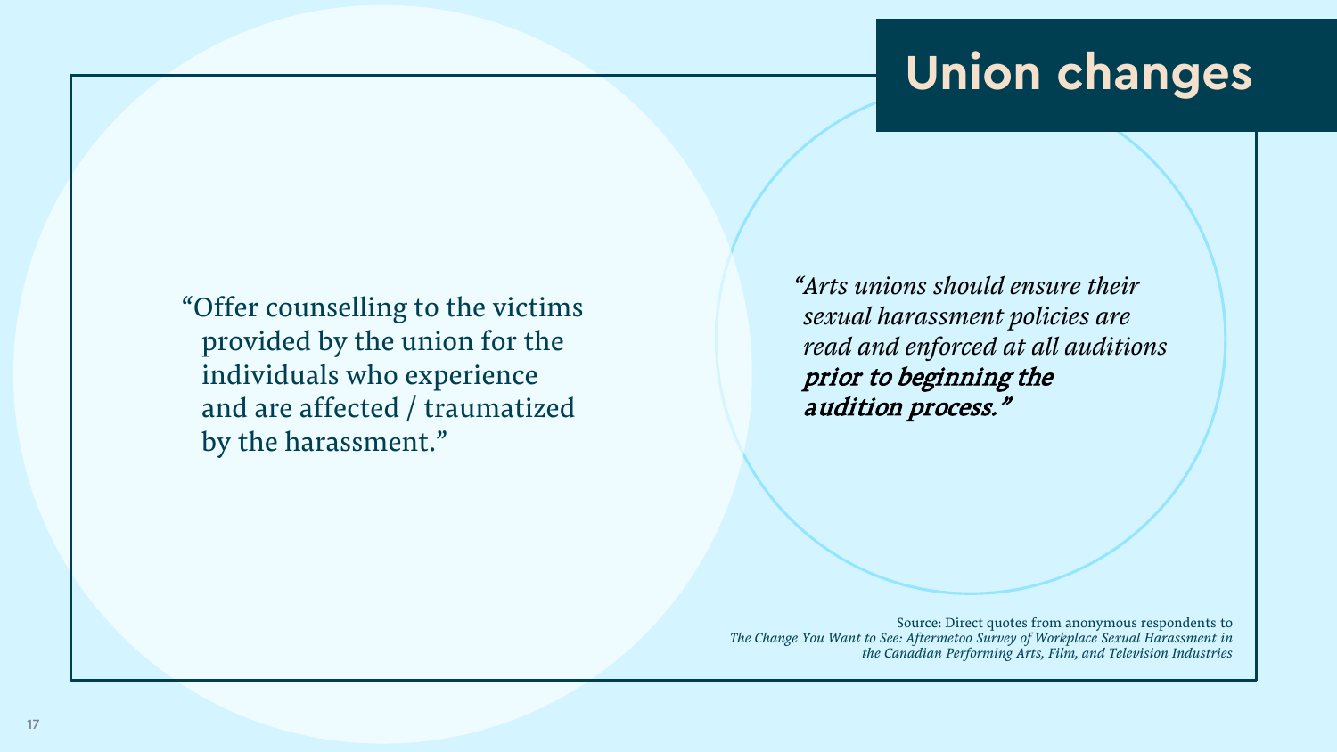# Union changes

"Offer counselling to the victims provided by the union for the individuals who experience and are affected / traumatized by the harassment."

*"Arts unions should ensure their sexual harassment policies are read and enforced at all auditions* ***prior to beginning the audition process."***

Source: Direct quotes from anonymous respondents to *The Change You Want to See: Aftermetoo Survey of Workplace Sexual Harassment in the Canadian Performing Arts, Film, and Television Industries*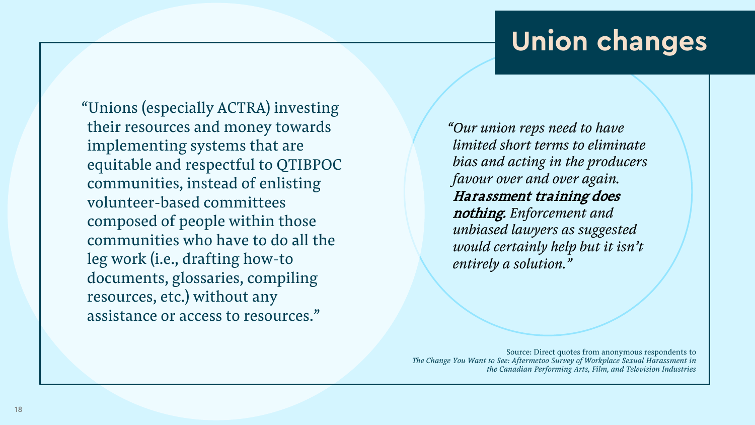# Union changes

"Unions (especially ACTRA) investing their resources and money towards implementing systems that are equitable and respectful to QTIBPOC communities, instead of enlisting volunteer-based committees composed of people within those communities who have to do all the leg work (i.e., drafting how-to documents, glossaries, compiling resources, etc.) without any assistance or access to resources."

*"Our union reps need to have limited short terms to eliminate bias and acting in the producers favour over and over again.* ***Harassment training does nothing.*** *Enforcement and unbiased lawyers as suggested would certainly help but it isn't entirely a solution."*

Source: Direct quotes from anonymous respondents to *The Change You Want to See: Aftermetoo Survey of Workplace Sexual Harassment in the Canadian Performing Arts, Film, and Television Industries*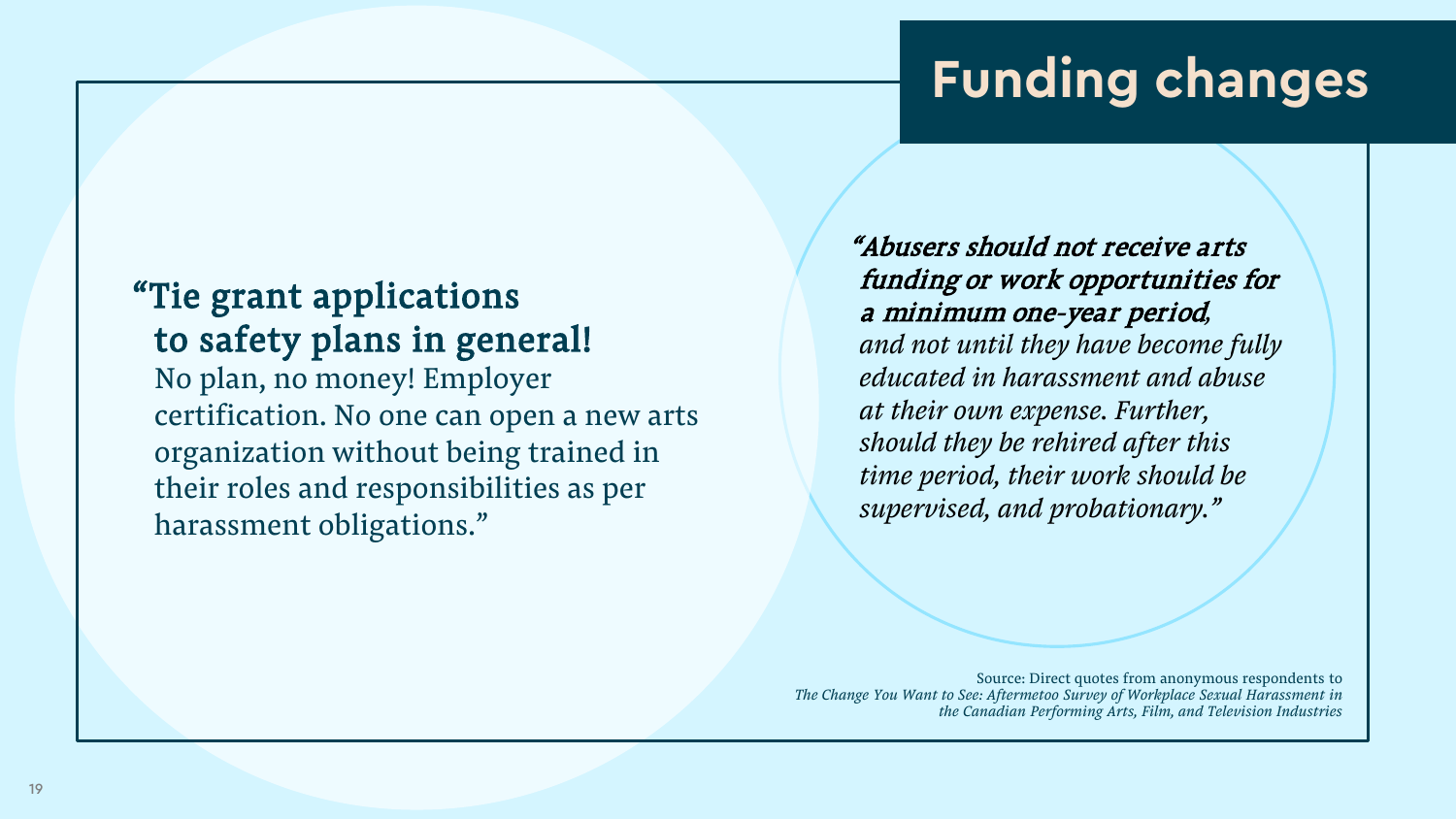# Funding changes

**"Tie grant applications to safety plans in general!** No plan, no money! Employer certification. No one can open a new arts organization without being trained in their roles and responsibilities as per harassment obligations."

***"Abusers should not receive arts funding or work opportunities for a minimum one-year period,*** *and not until they have become fully educated in harassment and abuse at their own expense. Further, should they be rehired after this time period, their work should be supervised, and probationary."*

Source: Direct quotes from anonymous respondents to *The Change You Want to See: Aftermetoo Survey of Workplace Sexual Harassment in the Canadian Performing Arts, Film, and Television Industries*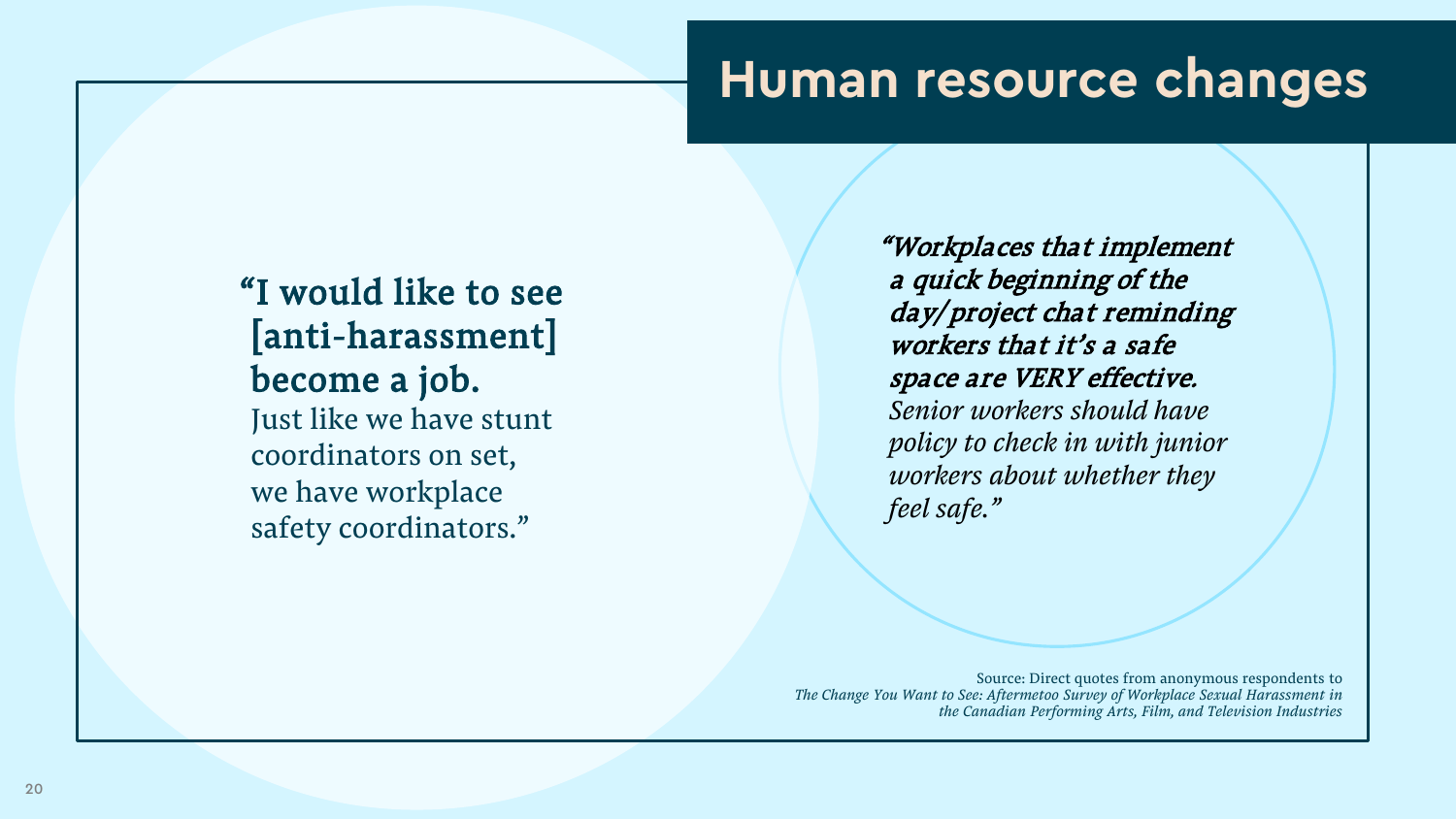# Human resource changes

**"I would like to see [anti-harassment] become a job.**
Just like we have stunt coordinators on set, we have workplace safety coordinators."

***"Workplaces that implement a quick beginning of the day/project chat reminding workers that it's a safe space are VERY effective.*** *Senior workers should have policy to check in with junior workers about whether they feel safe."*

Source: Direct quotes from anonymous respondents to *The Change You Want to See: Aftermetoo Survey of Workplace Sexual Harassment in the Canadian Performing Arts, Film, and Television Industries*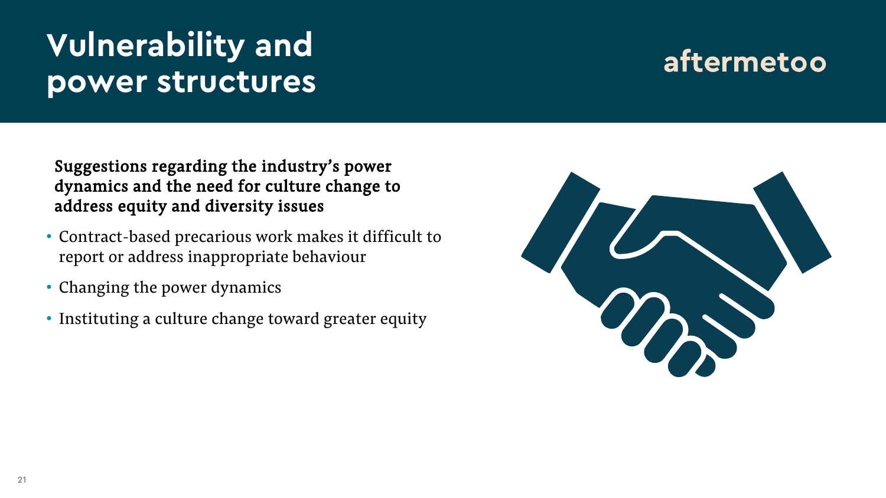# Vulnerability and power structures

aftermetoo

**Suggestions regarding the industry's power dynamics and the need for culture change to address equity and diversity issues**

- Contract-based precarious work makes it difficult to report or address inappropriate behaviour
- Changing the power dynamics
- Instituting a culture change toward greater equity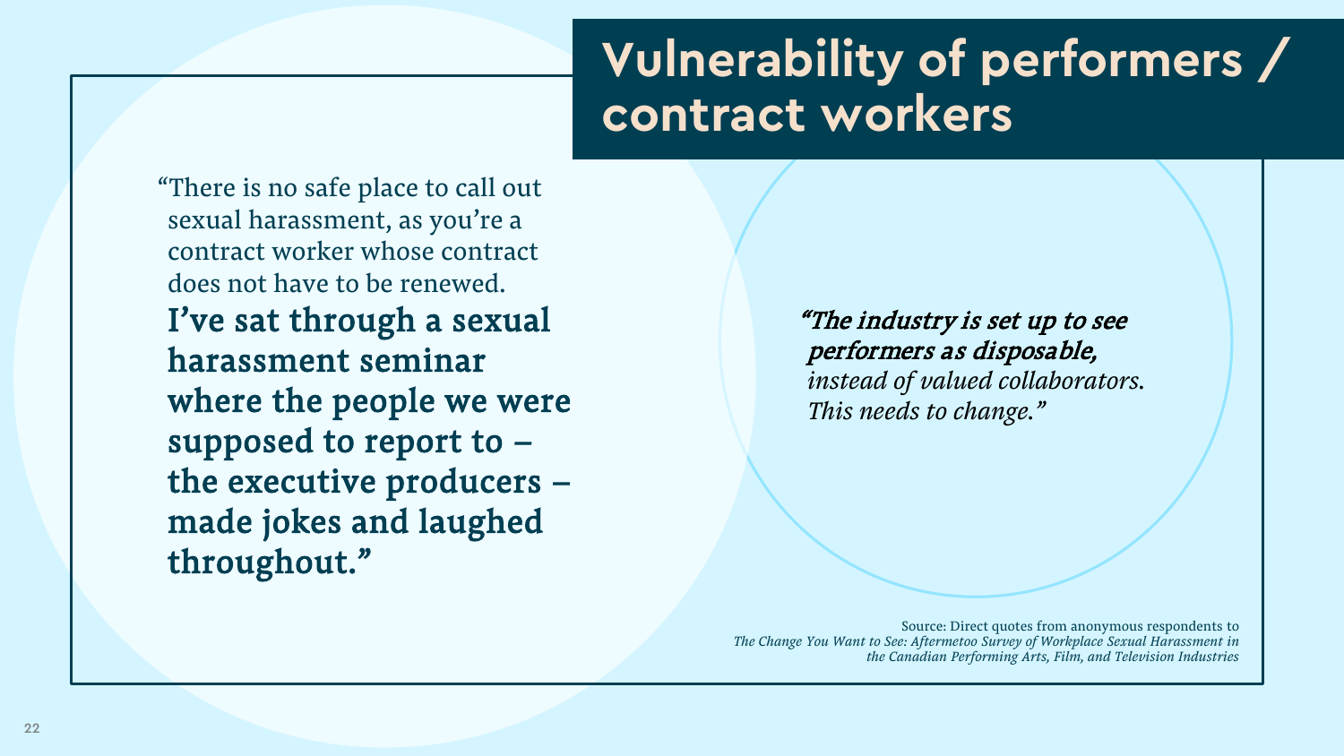# Vulnerability of performers / contract workers

"There is no safe place to call out sexual harassment, as you're a contract worker whose contract does not have to be renewed. **I've sat through a sexual harassment seminar where the people we were supposed to report to – the executive producers – made jokes and laughed throughout."**

***"The industry is set up to see performers as disposable,*** *instead of valued collaborators. This needs to change."*

Source: Direct quotes from anonymous respondents to *The Change You Want to See: Aftermetoo Survey of Workplace Sexual Harassment in the Canadian Performing Arts, Film, and Television Industries*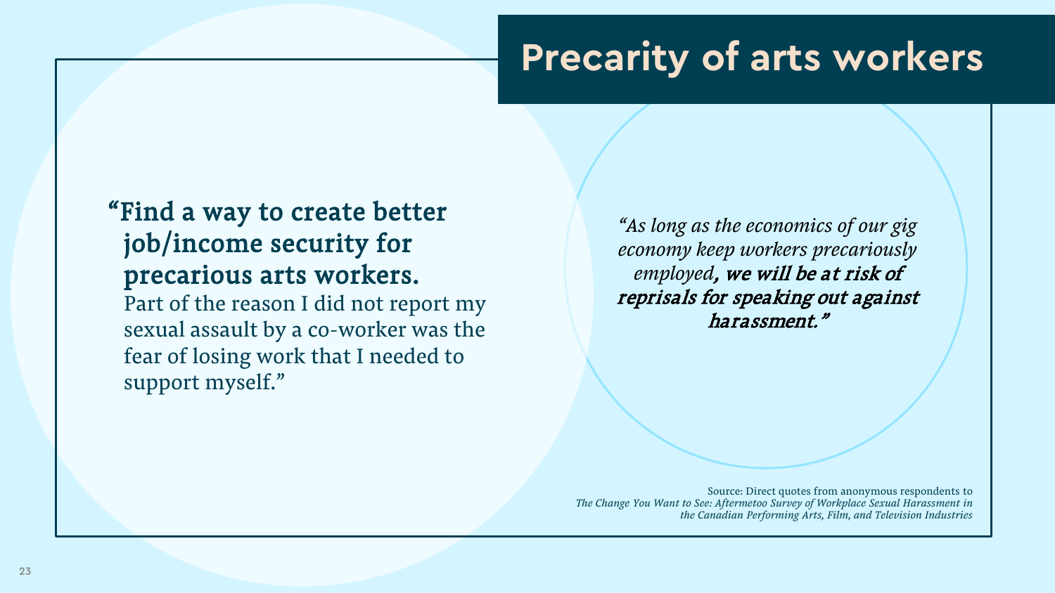# Precarity of arts workers

"**Find a way to create better job/income security for precarious arts workers.** Part of the reason I did not report my sexual assault by a co-worker was the fear of losing work that I needed to support myself."

*"As long as the economics of our gig economy keep workers precariously employed**, we will be at risk of reprisals for speaking out against harassment."***

Source: Direct quotes from anonymous respondents to *The Change You Want to See: Aftermetoo Survey of Workplace Sexual Harassment in the Canadian Performing Arts, Film, and Television Industries*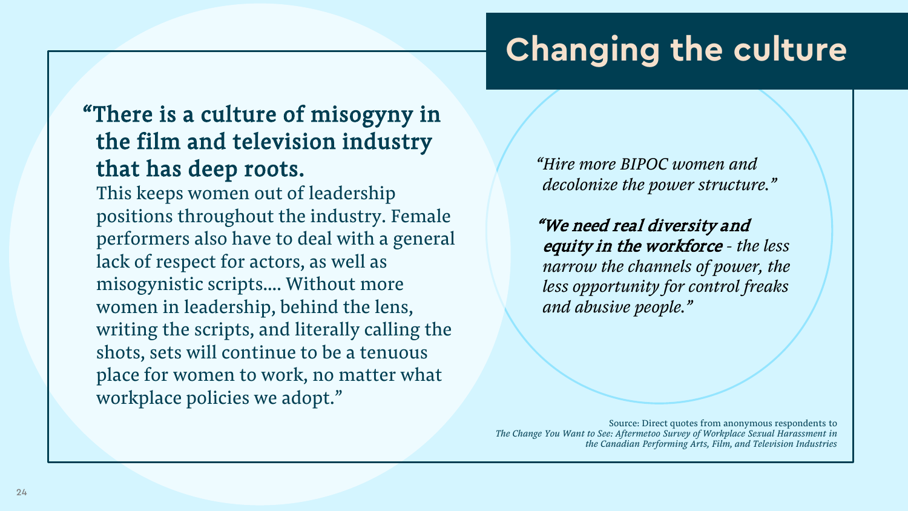# Changing the culture

**"There is a culture of misogyny in the film and television industry that has deep roots.** This keeps women out of leadership positions throughout the industry. Female performers also have to deal with a general lack of respect for actors, as well as misogynistic scripts.... Without more women in leadership, behind the lens, writing the scripts, and literally calling the shots, sets will continue to be a tenuous place for women to work, no matter what workplace policies we adopt."

*"Hire more BIPOC women and decolonize the power structure."*

***"We need real diversity and equity in the workforce*** *- the less narrow the channels of power, the less opportunity for control freaks and abusive people."*

Source: Direct quotes from anonymous respondents to *The Change You Want to See: Aftermetoo Survey of Workplace Sexual Harassment in the Canadian Performing Arts, Film, and Television Industries*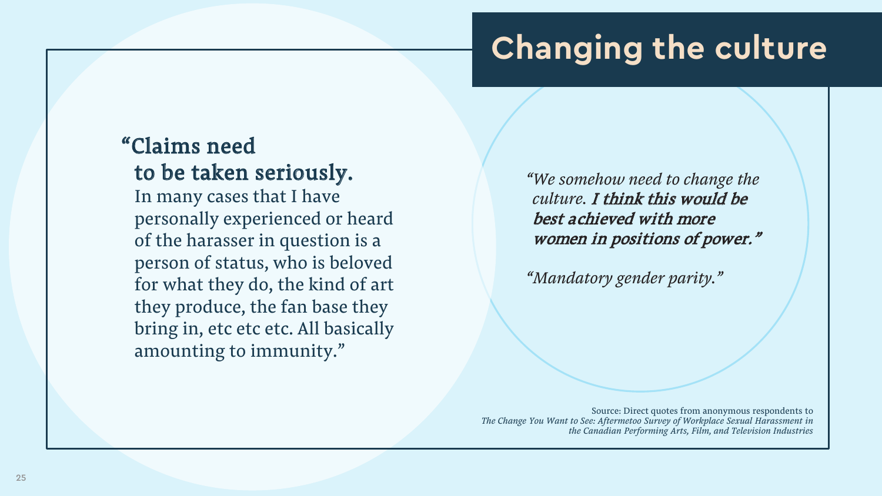# Changing the culture

**"Claims need to be taken seriously.** In many cases that I have personally experienced or heard of the harasser in question is a person of status, who is beloved for what they do, the kind of art they produce, the fan base they bring in, etc etc etc. All basically amounting to immunity."

*"We somehow need to change the culture.* ***I think this would be best achieved with more women in positions of power."***

*"Mandatory gender parity."*

Source: Direct quotes from anonymous respondents to *The Change You Want to See: Aftermetoo Survey of Workplace Sexual Harassment in the Canadian Performing Arts, Film, and Television Industries*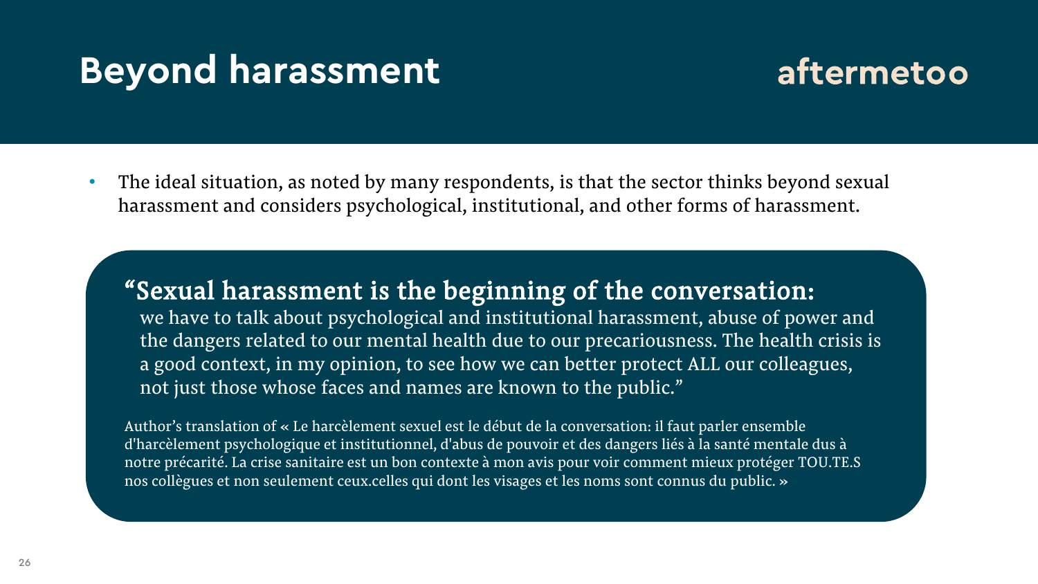# Beyond harassment

aftermetoo

- The ideal situation, as noted by many respondents, is that the sector thinks beyond sexual harassment and considers psychological, institutional, and other forms of harassment.

> **"Sexual harassment is the beginning of the conversation:** we have to talk about psychological and institutional harassment, abuse of power and the dangers related to our mental health due to our precariousness. The health crisis is a good context, in my opinion, to see how we can better protect ALL our colleagues, not just those whose faces and names are known to the public."
>
> Author's translation of « Le harcèlement sexuel est le début de la conversation: il faut parler ensemble d'harcèlement psychologique et institutionnel, d'abus de pouvoir et des dangers liés à la santé mentale dus à notre précarité. La crise sanitaire est un bon contexte à mon avis pour voir comment mieux protéger TOU.TE.S nos collègues et non seulement ceux.celles qui dont les visages et les noms sont connus du public. »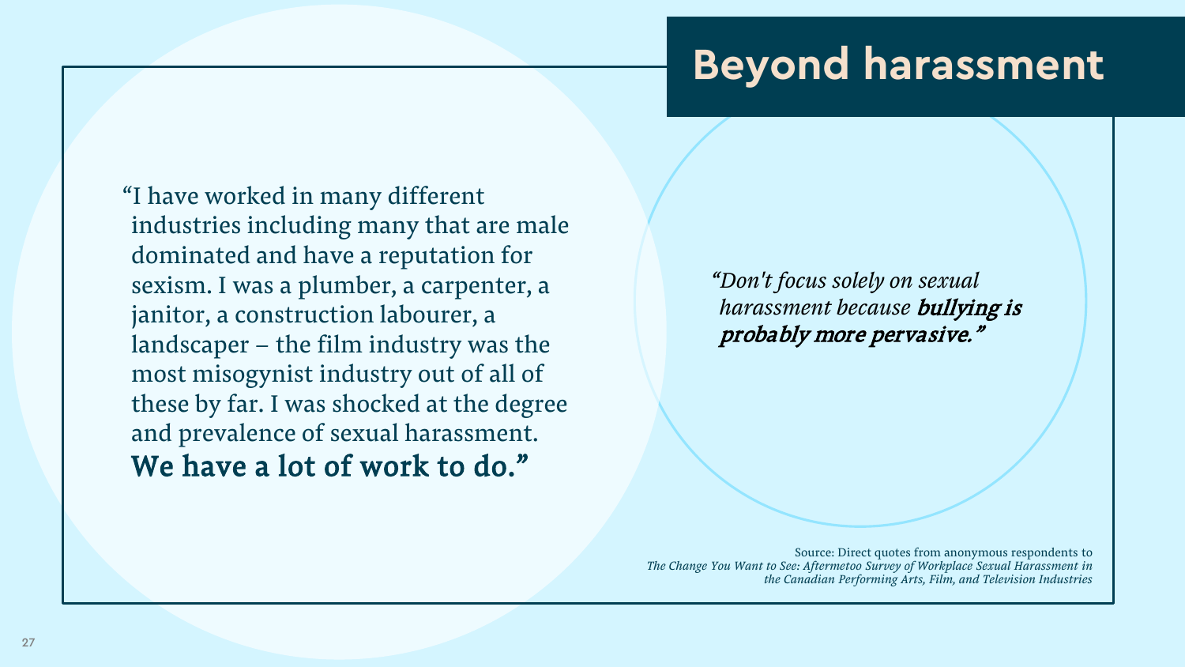# Beyond harassment

"I have worked in many different industries including many that are male dominated and have a reputation for sexism. I was a plumber, a carpenter, a janitor, a construction labourer, a landscaper – the film industry was the most misogynist industry out of all of these by far. I was shocked at the degree and prevalence of sexual harassment. **We have a lot of work to do."**

*"Don't focus solely on sexual harassment because **bullying is probably more pervasive."***

Source: Direct quotes from anonymous respondents to *The Change You Want to See: Aftermetoo Survey of Workplace Sexual Harassment in the Canadian Performing Arts, Film, and Television Industries*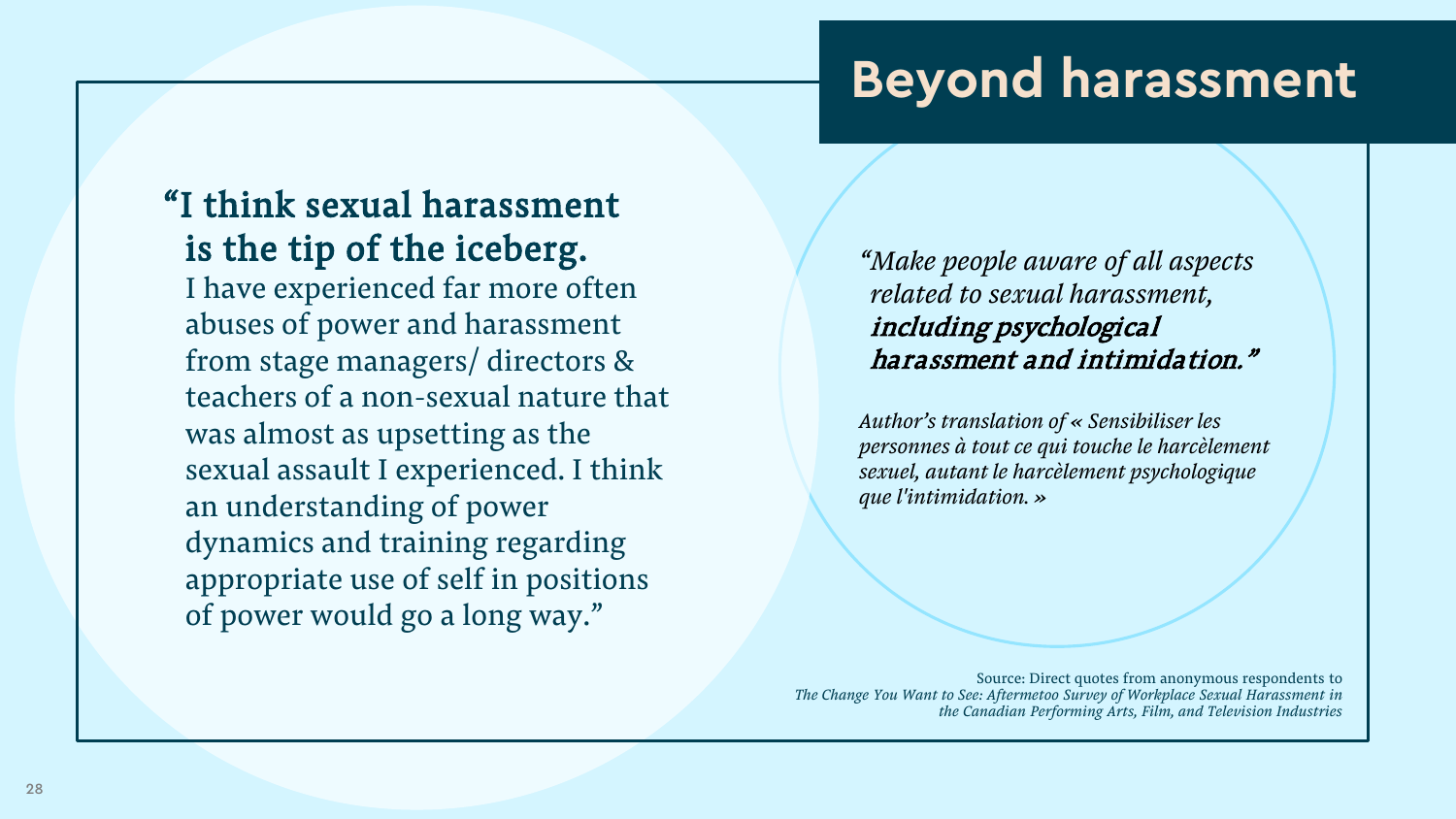# Beyond harassment

**"I think sexual harassment is the tip of the iceberg.** I have experienced far more often abuses of power and harassment from stage managers/ directors & teachers of a non-sexual nature that was almost as upsetting as the sexual assault I experienced. I think an understanding of power dynamics and training regarding appropriate use of self in positions of power would go a long way."

*"Make people aware of all aspects related to sexual harassment,* ***including psychological harassment and intimidation."***

*Author's translation of « Sensibiliser les personnes à tout ce qui touche le harcèlement sexuel, autant le harcèlement psychologique que l'intimidation. »*

Source: Direct quotes from anonymous respondents to *The Change You Want to See: Aftermetoo Survey of Workplace Sexual Harassment in the Canadian Performing Arts, Film, and Television Industries*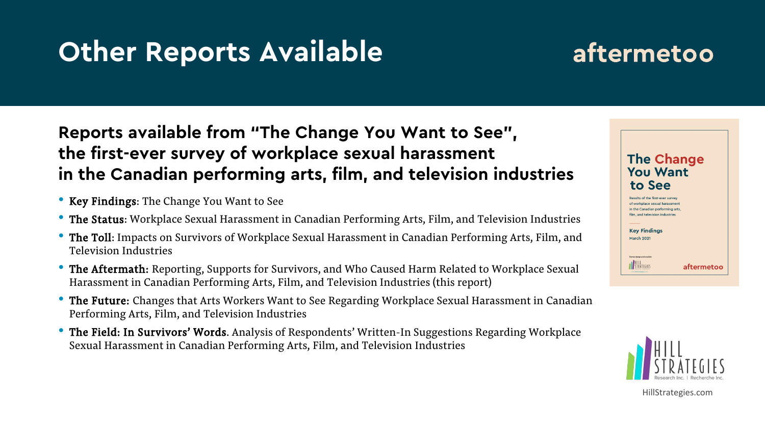# Other Reports Available

aftermetoo

## Reports available from "The Change You Want to See", the first-ever survey of workplace sexual harassment in the Canadian performing arts, film, and television industries

- **Key Findings**: The Change You Want to See
- **The Status**: Workplace Sexual Harassment in Canadian Performing Arts, Film, and Television Industries
- **The Toll**: Impacts on Survivors of Workplace Sexual Harassment in Canadian Performing Arts, Film, and Television Industries
- **The Aftermath:** Reporting, Supports for Survivors, and Who Caused Harm Related to Workplace Sexual Harassment in Canadian Performing Arts, Film, and Television Industries (this report)
- **The Future:** Changes that Arts Workers Want to See Regarding Workplace Sexual Harassment in Canadian Performing Arts, Film, and Television Industries
- **The Field: In Survivors' Words**. Analysis of Respondents' Written-In Suggestions Regarding Workplace Sexual Harassment in Canadian Performing Arts, Film, and Television Industries

The Change You Want to See

Results of the first-ever survey of workplace sexual harassment in the Canadian performing arts, film, and television industries

Key Findings

March 2021

aftermetoo

HILL STRATEGIES Research Inc. | Recherche Inc.

HillStrategies.com